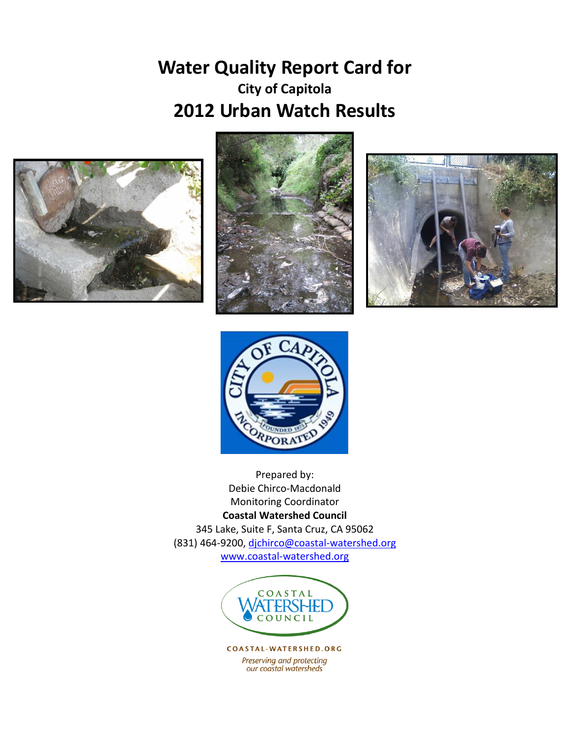# Water Quality Report Card for

## City of Capitola

# 2012 Urban Watch Results

Prepared by:
Debie Chirco-Macdonald
Monitoring Coordinator
**Coastal Watershed Council**
345 Lake, Suite F, Santa Cruz, CA 95062
(831) 464-9200, djchirco@coastal-watershed.org
www.coastal-watershed.org

COASTAL-WATERSHED.ORG

*Preserving and protecting our coastal watersheds*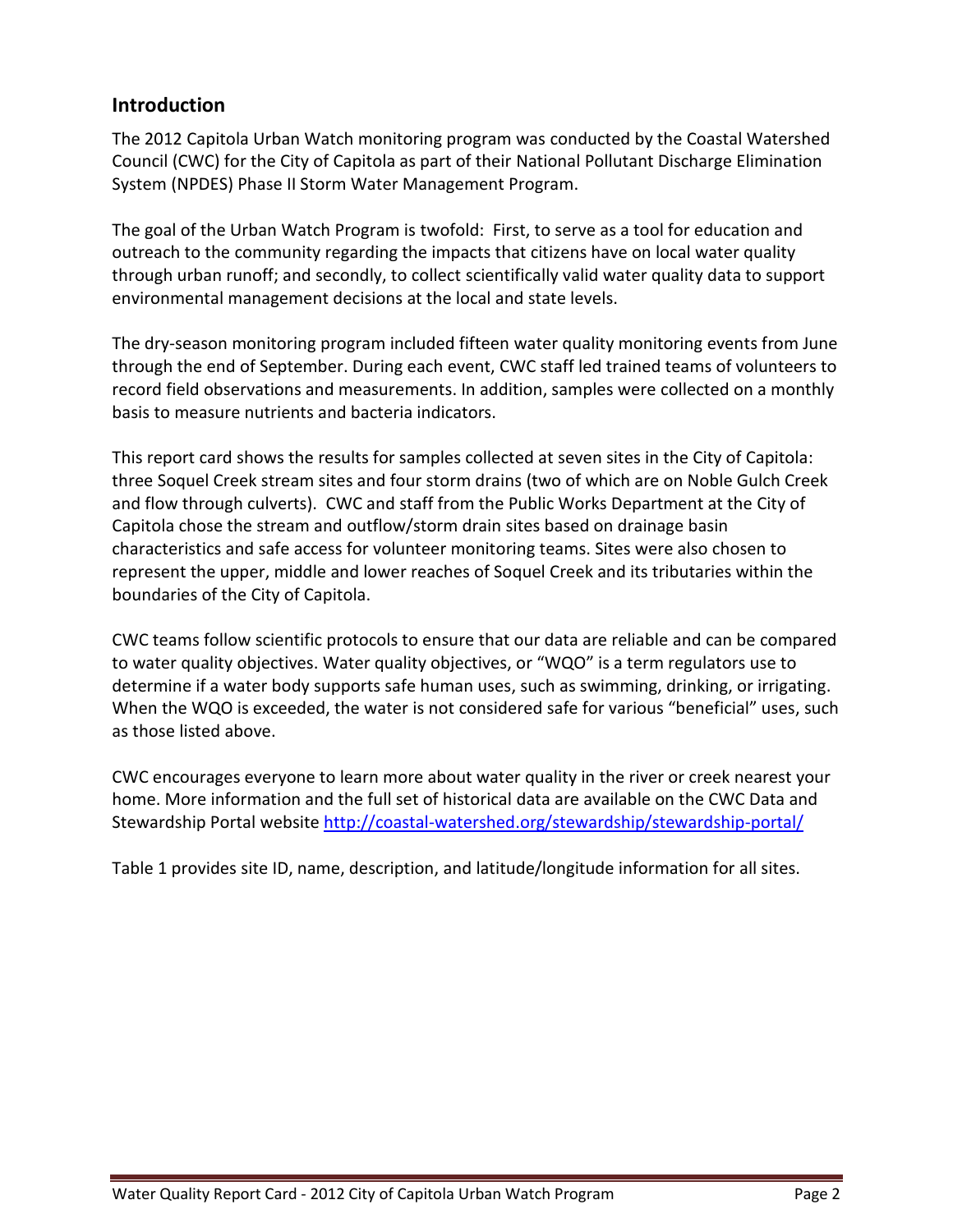## Introduction

The 2012 Capitola Urban Watch monitoring program was conducted by the Coastal Watershed Council (CWC) for the City of Capitola as part of their National Pollutant Discharge Elimination System (NPDES) Phase II Storm Water Management Program.

The goal of the Urban Watch Program is twofold: First, to serve as a tool for education and outreach to the community regarding the impacts that citizens have on local water quality through urban runoff; and secondly, to collect scientifically valid water quality data to support environmental management decisions at the local and state levels.

The dry-season monitoring program included fifteen water quality monitoring events from June through the end of September. During each event, CWC staff led trained teams of volunteers to record field observations and measurements. In addition, samples were collected on a monthly basis to measure nutrients and bacteria indicators.

This report card shows the results for samples collected at seven sites in the City of Capitola: three Soquel Creek stream sites and four storm drains (two of which are on Noble Gulch Creek and flow through culverts). CWC and staff from the Public Works Department at the City of Capitola chose the stream and outflow/storm drain sites based on drainage basin characteristics and safe access for volunteer monitoring teams. Sites were also chosen to represent the upper, middle and lower reaches of Soquel Creek and its tributaries within the boundaries of the City of Capitola.

CWC teams follow scientific protocols to ensure that our data are reliable and can be compared to water quality objectives. Water quality objectives, or "WQO" is a term regulators use to determine if a water body supports safe human uses, such as swimming, drinking, or irrigating. When the WQO is exceeded, the water is not considered safe for various "beneficial" uses, such as those listed above.

CWC encourages everyone to learn more about water quality in the river or creek nearest your home. More information and the full set of historical data are available on the CWC Data and Stewardship Portal website http://coastal-watershed.org/stewardship/stewardship-portal/

Table 1 provides site ID, name, description, and latitude/longitude information for all sites.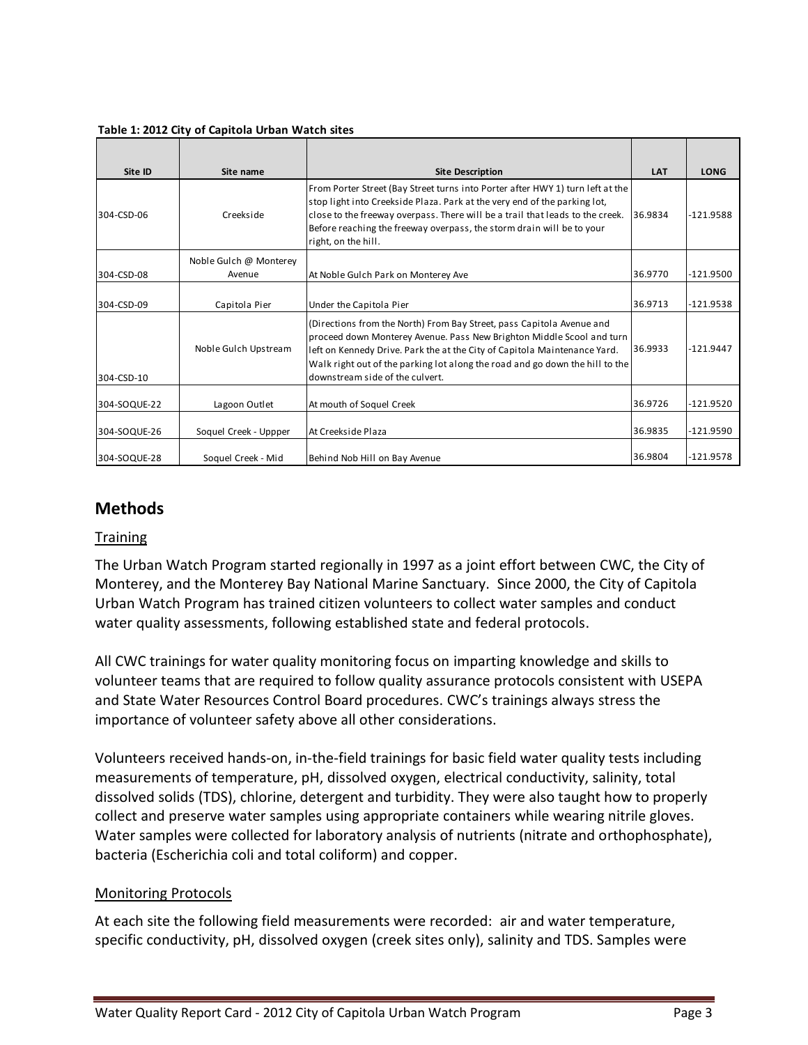**Table 1: 2012 City of Capitola Urban Watch sites**

| Site ID | Site name | Site Description | LAT | LONG |
|---|---|---|---|---|
| 304-CSD-06 | Creekside | From Porter Street (Bay Street turns into Porter after HWY 1) turn left at the stop light into Creekside Plaza. Park at the very end of the parking lot, close to the freeway overpass. There will be a trail that leads to the creek. Before reaching the freeway overpass, the storm drain will be to your right, on the hill. | 36.9834 | -121.9588 |
| 304-CSD-08 | Noble Gulch @ Monterey Avenue | At Noble Gulch Park on Monterey Ave | 36.9770 | -121.9500 |
| 304-CSD-09 | Capitola Pier | Under the Capitola Pier | 36.9713 | -121.9538 |
| 304-CSD-10 | Noble Gulch Upstream | (Directions from the North) From Bay Street, pass Capitola Avenue and proceed down Monterey Avenue. Pass New Brighton Middle Scool and turn left on Kennedy Drive. Park the at the City of Capitola Maintenance Yard. Walk right out of the parking lot along the road and go down the hill to the downstream side of the culvert. | 36.9933 | -121.9447 |
| 304-SOQUE-22 | Lagoon Outlet | At mouth of Soquel Creek | 36.9726 | -121.9520 |
| 304-SOQUE-26 | Soquel Creek - Uppper | At Creekside Plaza | 36.9835 | -121.9590 |
| 304-SOQUE-28 | Soquel Creek - Mid | Behind Nob Hill on Bay Avenue | 36.9804 | -121.9578 |

## Methods

### Training

The Urban Watch Program started regionally in 1997 as a joint effort between CWC, the City of Monterey, and the Monterey Bay National Marine Sanctuary. Since 2000, the City of Capitola Urban Watch Program has trained citizen volunteers to collect water samples and conduct water quality assessments, following established state and federal protocols.

All CWC trainings for water quality monitoring focus on imparting knowledge and skills to volunteer teams that are required to follow quality assurance protocols consistent with USEPA and State Water Resources Control Board procedures. CWC's trainings always stress the importance of volunteer safety above all other considerations.

Volunteers received hands-on, in-the-field trainings for basic field water quality tests including measurements of temperature, pH, dissolved oxygen, electrical conductivity, salinity, total dissolved solids (TDS), chlorine, detergent and turbidity. They were also taught how to properly collect and preserve water samples using appropriate containers while wearing nitrile gloves. Water samples were collected for laboratory analysis of nutrients (nitrate and orthophosphate), bacteria (Escherichia coli and total coliform) and copper.

### Monitoring Protocols

At each site the following field measurements were recorded: air and water temperature, specific conductivity, pH, dissolved oxygen (creek sites only), salinity and TDS. Samples were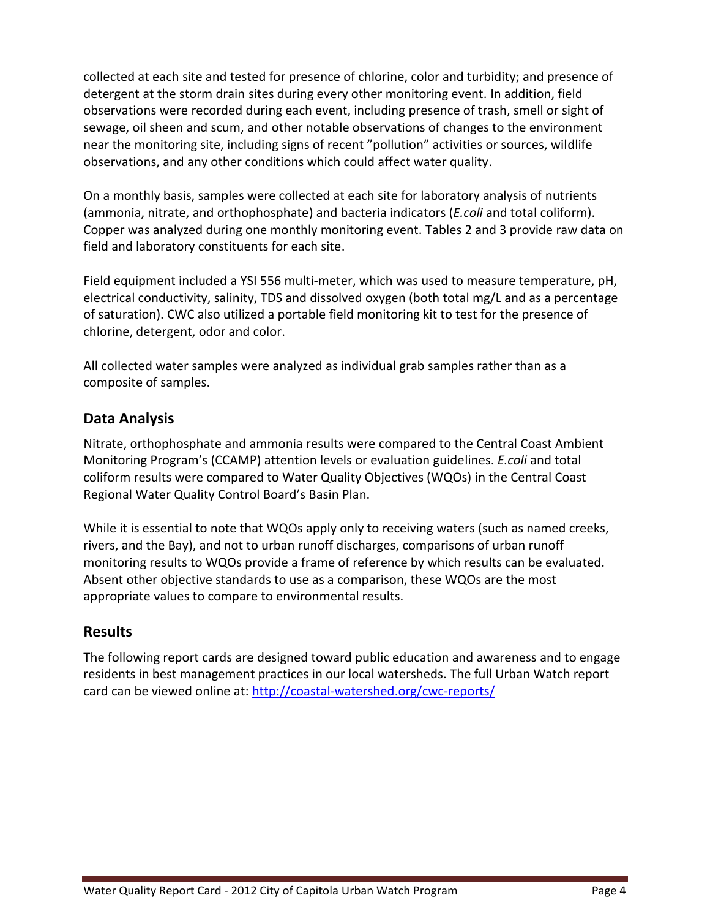collected at each site and tested for presence of chlorine, color and turbidity; and presence of detergent at the storm drain sites during every other monitoring event. In addition, field observations were recorded during each event, including presence of trash, smell or sight of sewage, oil sheen and scum, and other notable observations of changes to the environment near the monitoring site, including signs of recent "pollution" activities or sources, wildlife observations, and any other conditions which could affect water quality.

On a monthly basis, samples were collected at each site for laboratory analysis of nutrients (ammonia, nitrate, and orthophosphate) and bacteria indicators (*E.coli* and total coliform). Copper was analyzed during one monthly monitoring event. Tables 2 and 3 provide raw data on field and laboratory constituents for each site.

Field equipment included a YSI 556 multi-meter, which was used to measure temperature, pH, electrical conductivity, salinity, TDS and dissolved oxygen (both total mg/L and as a percentage of saturation). CWC also utilized a portable field monitoring kit to test for the presence of chlorine, detergent, odor and color.

All collected water samples were analyzed as individual grab samples rather than as a composite of samples.

## Data Analysis

Nitrate, orthophosphate and ammonia results were compared to the Central Coast Ambient Monitoring Program's (CCAMP) attention levels or evaluation guidelines. *E.coli* and total coliform results were compared to Water Quality Objectives (WQOs) in the Central Coast Regional Water Quality Control Board's Basin Plan.

While it is essential to note that WQOs apply only to receiving waters (such as named creeks, rivers, and the Bay), and not to urban runoff discharges, comparisons of urban runoff monitoring results to WQOs provide a frame of reference by which results can be evaluated. Absent other objective standards to use as a comparison, these WQOs are the most appropriate values to compare to environmental results.

## Results

The following report cards are designed toward public education and awareness and to engage residents in best management practices in our local watersheds. The full Urban Watch report card can be viewed online at: [http://coastal-watershed.org/cwc-reports/](http://coastal-watershed.org/cwc-reports/)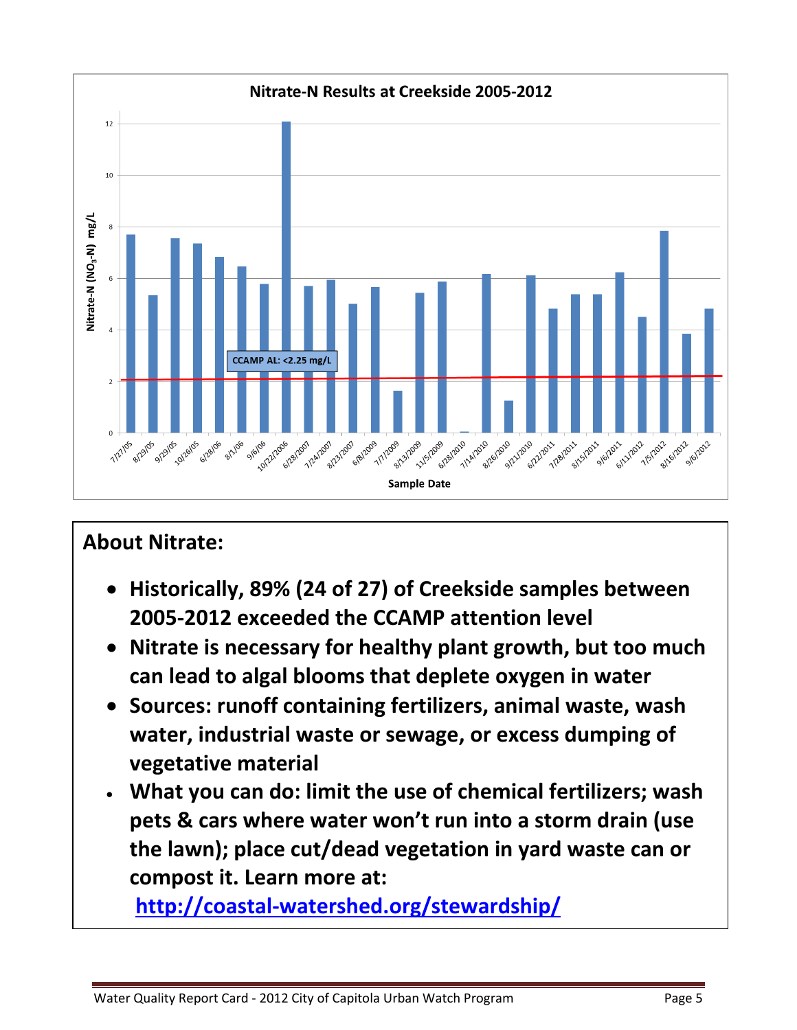Nitrate-N Results at Creekside 2005-2012

Nitrate-N ($NO_3$-N) mg/L

0
2
4
6
8
10
12

CCAMP AL: <2.25 mg/L

7/27/05
8/29/05
9/29/05
10/26/05
6/28/06
8/1/06
9/6/06
10/22/2006
6/28/2007
7/24/2007
8/23/2007
6/8/2009
7/7/2009
8/13/2009
11/5/2009
6/28/2010
7/14/2010
8/26/2010
9/21/2010
6/22/2011
7/28/2011
8/15/2011
9/6/2011
6/11/2012
7/5/2012
8/16/2012
9/6/2012

Sample Date

## About Nitrate:

- **Historically, 89% (24 of 27) of Creekside samples between 2005-2012 exceeded the CCAMP attention level**
- **Nitrate is necessary for healthy plant growth, but too much can lead to algal blooms that deplete oxygen in water**
- **Sources: runoff containing fertilizers, animal waste, wash water, industrial waste or sewage, or excess dumping of vegetative material**
- **What you can do: limit the use of chemical fertilizers; wash pets & cars where water won't run into a storm drain (use the lawn); place cut/dead vegetation in yard waste can or compost it. Learn more at:** **http://coastal-watershed.org/stewardship/**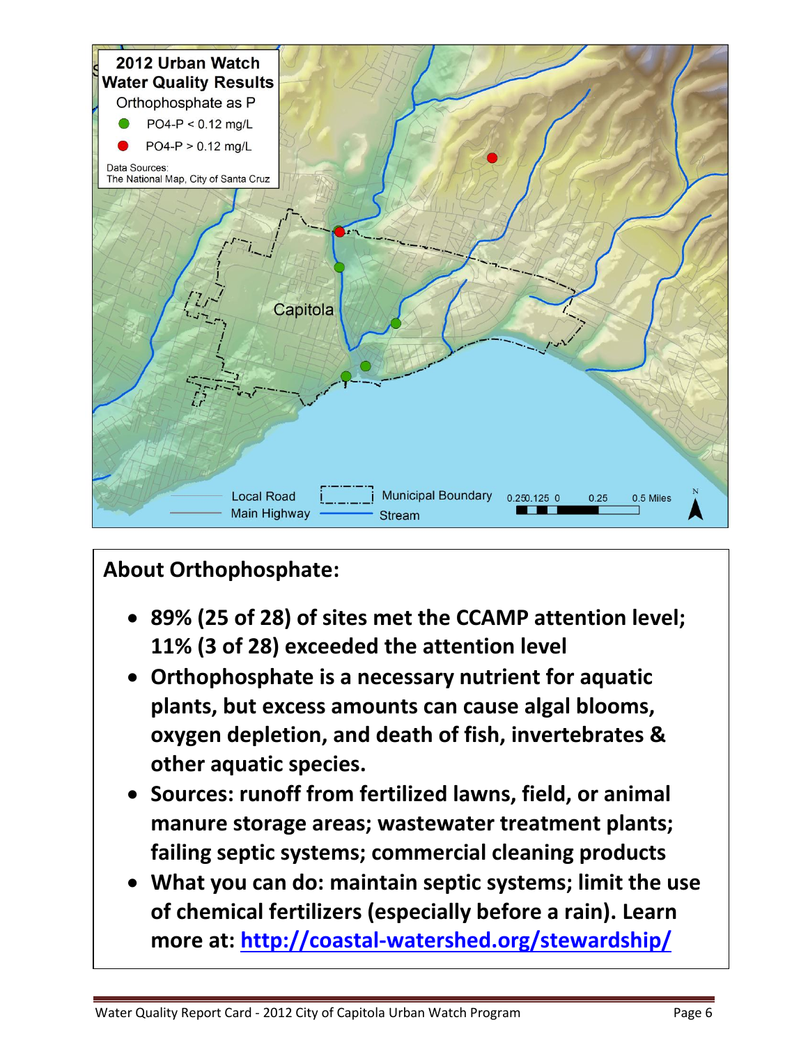**2012 Urban Watch Water Quality Results**

Orthophosphate as P

PO4-P < 0.12 mg/L

PO4-P > 0.12 mg/L

Data Sources:
The National Map, City of Santa Cruz

Capitola

Local Road

Main Highway

Municipal Boundary

Stream

0.25 0.125 0 0.25 0.5 Miles

N

## About Orthophosphate:

- **89% (25 of 28) of sites met the CCAMP attention level; 11% (3 of 28) exceeded the attention level**
- **Orthophosphate is a necessary nutrient for aquatic plants, but excess amounts can cause algal blooms, oxygen depletion, and death of fish, invertebrates & other aquatic species.**
- **Sources: runoff from fertilized lawns, field, or animal manure storage areas; wastewater treatment plants; failing septic systems; commercial cleaning products**
- **What you can do: maintain septic systems; limit the use of chemical fertilizers (especially before a rain). Learn more at: [http://coastal-watershed.org/stewardship/](http://coastal-watershed.org/stewardship/)**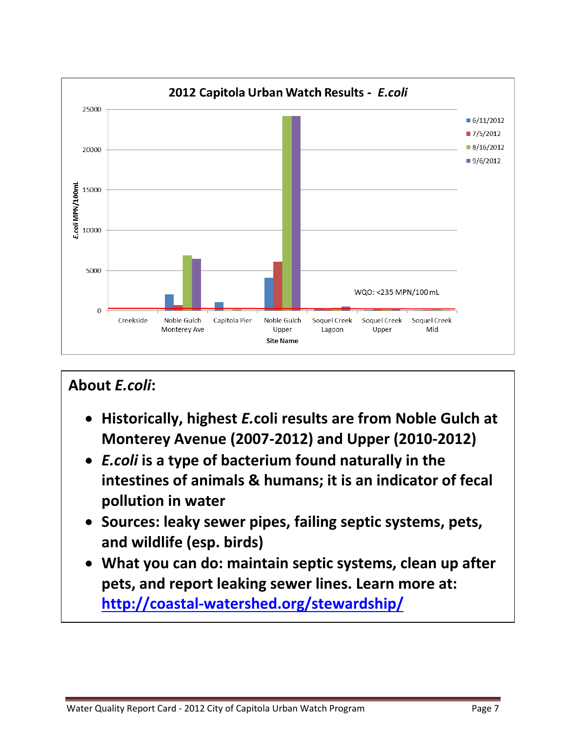2012 Capitola Urban Watch Results - *E.coli*

*E.coli* MPN/100mL

25000
20000
15000
10000
5000
0

6/11/2012
7/5/2012
8/16/2012
9/6/2012

WQO: <235 MPN/100 mL

Creekside
Noble Gulch Monterey Ave
Capitola Pier
Noble Gulch Upper
Soquel Creek Lagoon
Soquel Creek Upper
Soquel Creek Mid

Site Name

## About *E.coli*:

- **Historically, highest *E.*coli results are from Noble Gulch at Monterey Avenue (2007-2012) and Upper (2010-2012)**
- ***E.coli* is a type of bacterium found naturally in the intestines of animals & humans; it is an indicator of fecal pollution in water**
- **Sources: leaky sewer pipes, failing septic systems, pets, and wildlife (esp. birds)**
- **What you can do: maintain septic systems, clean up after pets, and report leaking sewer lines. Learn more at: http://coastal-watershed.org/stewardship/**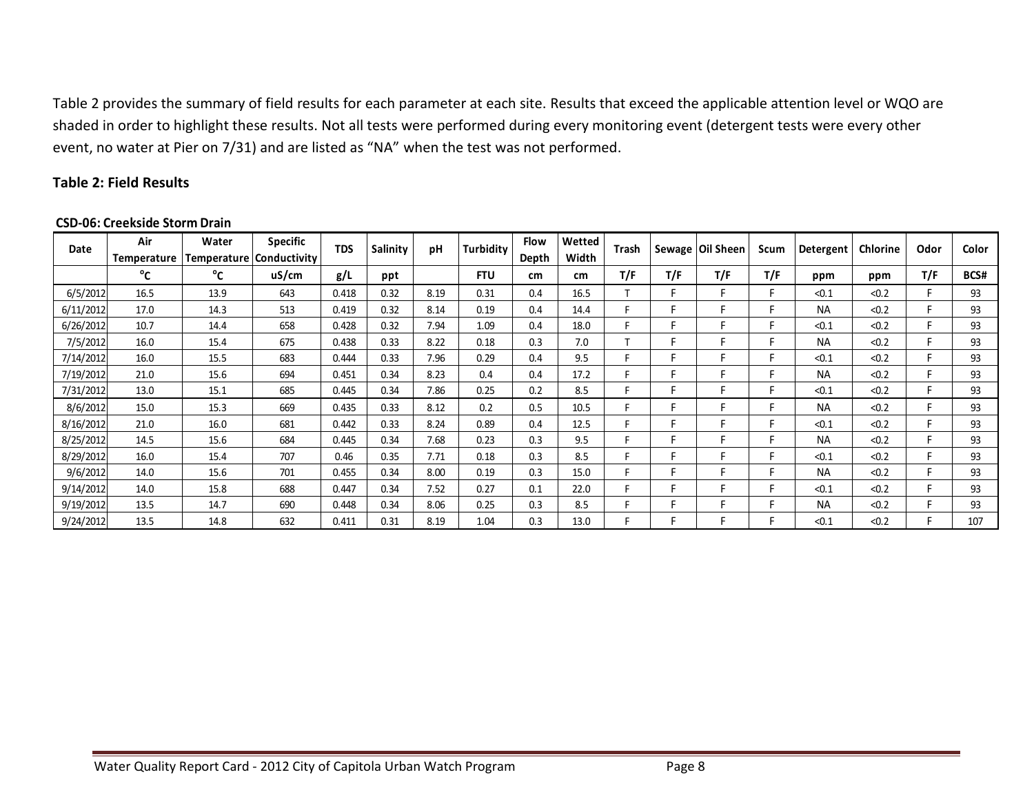Table 2 provides the summary of field results for each parameter at each site. Results that exceed the applicable attention level or WQO are shaded in order to highlight these results. Not all tests were performed during every monitoring event (detergent tests were every other event, no water at Pier on 7/31) and are listed as "NA" when the test was not performed.

**Table 2: Field Results**

**CSD-06: Creekside Storm Drain**

| Date | Air Temperature | Water Temperature | Specific Conductivity | TDS | Salinity | pH | Turbidity | Flow Depth | Wetted Width | Trash | Sewage | Oil Sheen | Scum | Detergent | Chlorine | Odor | Color |
|---|---|---|---|---|---|---|---|---|---|---|---|---|---|---|---|---|---|
| | °C | °C | uS/cm | g/L | ppt | | FTU | cm | cm | T/F | T/F | T/F | T/F | ppm | ppm | T/F | BCS# |
| 6/5/2012 | 16.5 | 13.9 | 643 | 0.418 | 0.32 | 8.19 | 0.31 | 0.4 | 16.5 | T | F | F | F | <0.1 | <0.2 | F | 93 |
| 6/11/2012 | 17.0 | 14.3 | 513 | 0.419 | 0.32 | 8.14 | 0.19 | 0.4 | 14.4 | F | F | F | F | NA | <0.2 | F | 93 |
| 6/26/2012 | 10.7 | 14.4 | 658 | 0.428 | 0.32 | 7.94 | 1.09 | 0.4 | 18.0 | F | F | F | F | <0.1 | <0.2 | F | 93 |
| 7/5/2012 | 16.0 | 15.4 | 675 | 0.438 | 0.33 | 8.22 | 0.18 | 0.3 | 7.0 | T | F | F | F | NA | <0.2 | F | 93 |
| 7/14/2012 | 16.0 | 15.5 | 683 | 0.444 | 0.33 | 7.96 | 0.29 | 0.4 | 9.5 | F | F | F | F | <0.1 | <0.2 | F | 93 |
| 7/19/2012 | 21.0 | 15.6 | 694 | 0.451 | 0.34 | 8.23 | 0.4 | 0.4 | 17.2 | F | F | F | F | NA | <0.2 | F | 93 |
| 7/31/2012 | 13.0 | 15.1 | 685 | 0.445 | 0.34 | 7.86 | 0.25 | 0.2 | 8.5 | F | F | F | F | <0.1 | <0.2 | F | 93 |
| 8/6/2012 | 15.0 | 15.3 | 669 | 0.435 | 0.33 | 8.12 | 0.2 | 0.5 | 10.5 | F | F | F | F | NA | <0.2 | F | 93 |
| 8/16/2012 | 21.0 | 16.0 | 681 | 0.442 | 0.33 | 8.24 | 0.89 | 0.4 | 12.5 | F | F | F | F | <0.1 | <0.2 | F | 93 |
| 8/25/2012 | 14.5 | 15.6 | 684 | 0.445 | 0.34 | 7.68 | 0.23 | 0.3 | 9.5 | F | F | F | F | NA | <0.2 | F | 93 |
| 8/29/2012 | 16.0 | 15.4 | 707 | 0.46 | 0.35 | 7.71 | 0.18 | 0.3 | 8.5 | F | F | F | F | <0.1 | <0.2 | F | 93 |
| 9/6/2012 | 14.0 | 15.6 | 701 | 0.455 | 0.34 | 8.00 | 0.19 | 0.3 | 15.0 | F | F | F | F | NA | <0.2 | F | 93 |
| 9/14/2012 | 14.0 | 15.8 | 688 | 0.447 | 0.34 | 7.52 | 0.27 | 0.1 | 22.0 | F | F | F | F | <0.1 | <0.2 | F | 93 |
| 9/19/2012 | 13.5 | 14.7 | 690 | 0.448 | 0.34 | 8.06 | 0.25 | 0.3 | 8.5 | F | F | F | F | NA | <0.2 | F | 93 |
| 9/24/2012 | 13.5 | 14.8 | 632 | 0.411 | 0.31 | 8.19 | 1.04 | 0.3 | 13.0 | F | F | F | F | <0.1 | <0.2 | F | 107 |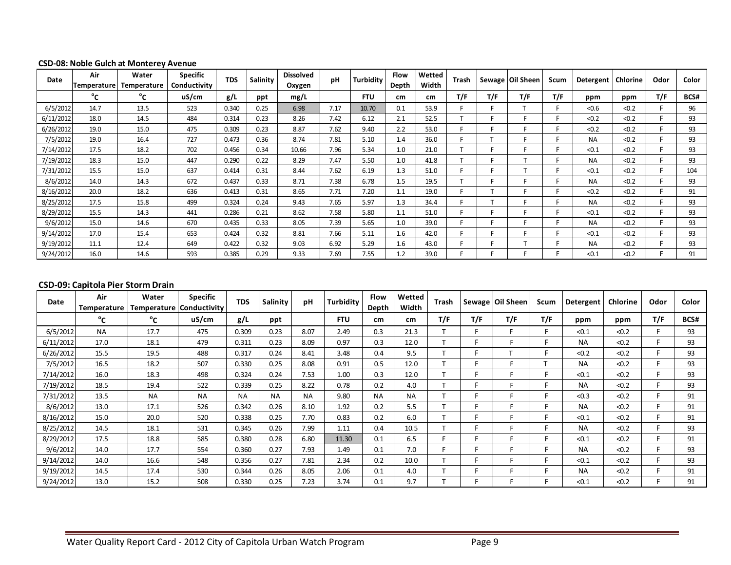### CSD-08: Noble Gulch at Monterey Avenue

| Date | Air Temperature | Water Temperature | Specific Conductivity | TDS | Salinity | Dissolved Oxygen | pH | Turbidity | Flow Depth | Wetted Width | Trash | Sewage | Oil Sheen | Scum | Detergent | Chlorine | Odor | Color |
|---|---|---|---|---|---|---|---|---|---|---|---|---|---|---|---|---|---|---|
| | °C | °C | uS/cm | g/L | ppt | mg/L | | FTU | cm | cm | T/F | T/F | T/F | T/F | ppm | ppm | T/F | BCS# |
| 6/5/2012 | 14.7 | 13.5 | 523 | 0.340 | 0.25 | 6.98 | 7.17 | 10.70 | 0.1 | 53.9 | F | F | T | F | <0.6 | <0.2 | F | 96 |
| 6/11/2012 | 18.0 | 14.5 | 484 | 0.314 | 0.23 | 8.26 | 7.42 | 6.12 | 2.1 | 52.5 | T | F | F | F | <0.2 | <0.2 | F | 93 |
| 6/26/2012 | 19.0 | 15.0 | 475 | 0.309 | 0.23 | 8.87 | 7.62 | 9.40 | 2.2 | 53.0 | F | F | F | F | <0.2 | <0.2 | F | 93 |
| 7/5/2012 | 19.0 | 16.4 | 727 | 0.473 | 0.36 | 8.74 | 7.81 | 5.10 | 1.4 | 36.0 | F | T | F | F | NA | <0.2 | F | 93 |
| 7/14/2012 | 17.5 | 18.2 | 702 | 0.456 | 0.34 | 10.66 | 7.96 | 5.34 | 1.0 | 21.0 | T | F | F | F | <0.1 | <0.2 | F | 93 |
| 7/19/2012 | 18.3 | 15.0 | 447 | 0.290 | 0.22 | 8.29 | 7.47 | 5.50 | 1.0 | 41.8 | T | F | T | F | NA | <0.2 | F | 93 |
| 7/31/2012 | 15.5 | 15.0 | 637 | 0.414 | 0.31 | 8.44 | 7.62 | 6.19 | 1.3 | 51.0 | F | F | T | F | <0.1 | <0.2 | F | 104 |
| 8/6/2012 | 14.0 | 14.3 | 672 | 0.437 | 0.33 | 8.71 | 7.38 | 6.78 | 1.5 | 19.5 | T | F | F | F | NA | <0.2 | F | 93 |
| 8/16/2012 | 20.0 | 18.2 | 636 | 0.413 | 0.31 | 8.65 | 7.71 | 7.20 | 1.1 | 19.0 | F | T | F | F | <0.2 | <0.2 | F | 91 |
| 8/25/2012 | 17.5 | 15.8 | 499 | 0.324 | 0.24 | 9.43 | 7.65 | 5.97 | 1.3 | 34.4 | F | T | F | F | NA | <0.2 | F | 93 |
| 8/29/2012 | 15.5 | 14.3 | 441 | 0.286 | 0.21 | 8.62 | 7.58 | 5.80 | 1.1 | 51.0 | F | F | F | F | <0.1 | <0.2 | F | 93 |
| 9/6/2012 | 15.0 | 14.6 | 670 | 0.435 | 0.33 | 8.05 | 7.39 | 5.65 | 1.0 | 39.0 | F | F | F | F | NA | <0.2 | F | 93 |
| 9/14/2012 | 17.0 | 15.4 | 653 | 0.424 | 0.32 | 8.81 | 7.66 | 5.11 | 1.6 | 42.0 | F | F | F | F | <0.1 | <0.2 | F | 93 |
| 9/19/2012 | 11.1 | 12.4 | 649 | 0.422 | 0.32 | 9.03 | 6.92 | 5.29 | 1.6 | 43.0 | F | F | T | F | NA | <0.2 | F | 93 |
| 9/24/2012 | 16.0 | 14.6 | 593 | 0.385 | 0.29 | 9.33 | 7.69 | 7.55 | 1.2 | 39.0 | F | F | F | F | <0.1 | <0.2 | F | 91 |

### CSD-09: Capitola Pier Storm Drain

| Date | Air Temperature | Water Temperature | Specific Conductivity | TDS | Salinity | pH | Turbidity | Flow Depth | Wetted Width | Trash | Sewage | Oil Sheen | Scum | Detergent | Chlorine | Odor | Color |
|---|---|---|---|---|---|---|---|---|---|---|---|---|---|---|---|---|---|
| | °C | °C | uS/cm | g/L | ppt | | FTU | cm | cm | T/F | T/F | T/F | T/F | ppm | ppm | T/F | BCS# |
| 6/5/2012 | NA | 17.7 | 475 | 0.309 | 0.23 | 8.07 | 2.49 | 0.3 | 21.3 | T | F | F | F | <0.1 | <0.2 | F | 93 |
| 6/11/2012 | 17.0 | 18.1 | 479 | 0.311 | 0.23 | 8.09 | 0.97 | 0.3 | 12.0 | T | F | F | F | NA | <0.2 | F | 93 |
| 6/26/2012 | 15.5 | 19.5 | 488 | 0.317 | 0.24 | 8.41 | 3.48 | 0.4 | 9.5 | T | F | T | F | <0.2 | <0.2 | F | 93 |
| 7/5/2012 | 16.5 | 18.2 | 507 | 0.330 | 0.25 | 8.08 | 0.91 | 0.5 | 12.0 | T | F | F | T | NA | <0.2 | F | 93 |
| 7/14/2012 | 16.0 | 18.3 | 498 | 0.324 | 0.24 | 7.53 | 1.00 | 0.3 | 12.0 | T | F | F | F | <0.1 | <0.2 | F | 93 |
| 7/19/2012 | 18.5 | 19.4 | 522 | 0.339 | 0.25 | 8.22 | 0.78 | 0.2 | 4.0 | T | F | F | F | NA | <0.2 | F | 93 |
| 7/31/2012 | 13.5 | NA | NA | NA | NA | NA | 9.80 | NA | NA | T | F | F | F | <0.3 | <0.2 | F | 91 |
| 8/6/2012 | 13.0 | 17.1 | 526 | 0.342 | 0.26 | 8.10 | 1.92 | 0.2 | 5.5 | T | F | F | F | NA | <0.2 | F | 91 |
| 8/16/2012 | 15.0 | 20.0 | 520 | 0.338 | 0.25 | 7.70 | 0.83 | 0.2 | 6.0 | T | F | F | F | <0.1 | <0.2 | F | 91 |
| 8/25/2012 | 14.5 | 18.1 | 531 | 0.345 | 0.26 | 7.99 | 1.11 | 0.4 | 10.5 | T | F | F | F | NA | <0.2 | F | 93 |
| 8/29/2012 | 17.5 | 18.8 | 585 | 0.380 | 0.28 | 6.80 | 11.30 | 0.1 | 6.5 | F | F | F | F | <0.1 | <0.2 | F | 91 |
| 9/6/2012 | 14.0 | 17.7 | 554 | 0.360 | 0.27 | 7.93 | 1.49 | 0.1 | 7.0 | F | F | F | F | NA | <0.2 | F | 93 |
| 9/14/2012 | 14.0 | 16.6 | 548 | 0.356 | 0.27 | 7.81 | 2.34 | 0.2 | 10.0 | T | F | F | F | <0.1 | <0.2 | F | 93 |
| 9/19/2012 | 14.5 | 17.4 | 530 | 0.344 | 0.26 | 8.05 | 2.06 | 0.1 | 4.0 | T | F | F | F | NA | <0.2 | F | 91 |
| 9/24/2012 | 13.0 | 15.2 | 508 | 0.330 | 0.25 | 7.23 | 3.74 | 0.1 | 9.7 | T | F | F | F | <0.1 | <0.2 | F | 91 |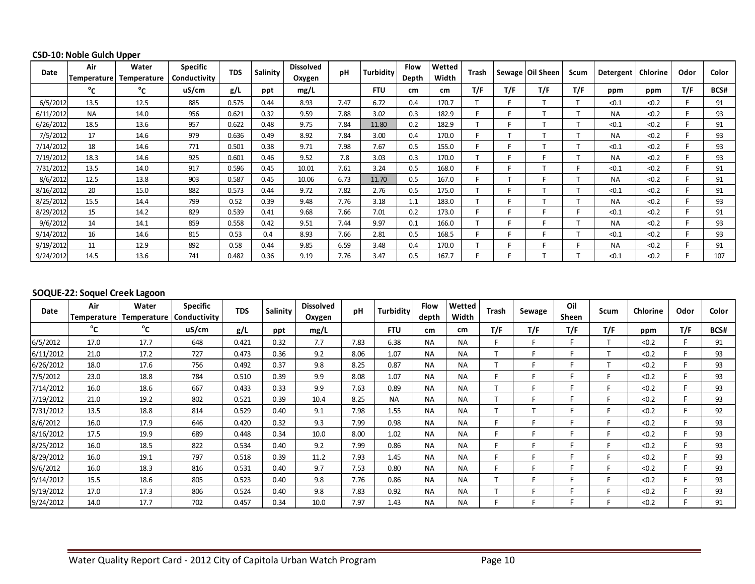### CSD-10: Noble Gulch Upper

| Date | Air Temperature | Water Temperature | Specific Conductivity | TDS | Salinity | Dissolved Oxygen | pH | Turbidity | Flow Depth | Wetted Width | Trash | Sewage | Oil Sheen | Scum | Detergent | Chlorine | Odor | Color |
|---|---|---|---|---|---|---|---|---|---|---|---|---|---|---|---|---|---|---|
| | °C | °C | uS/cm | g/L | ppt | mg/L | | FTU | cm | cm | T/F | T/F | T/F | T/F | ppm | ppm | T/F | BCS# |
| 6/5/2012 | 13.5 | 12.5 | 885 | 0.575 | 0.44 | 8.93 | 7.47 | 6.72 | 0.4 | 170.7 | T | F | T | T | <0.1 | <0.2 | F | 91 |
| 6/11/2012 | NA | 14.0 | 956 | 0.621 | 0.32 | 9.59 | 7.88 | 3.02 | 0.3 | 182.9 | F | F | T | T | NA | <0.2 | F | 93 |
| 6/26/2012 | 18.5 | 13.6 | 957 | 0.622 | 0.48 | 9.75 | 7.84 | 11.80 | 0.2 | 182.9 | T | F | T | T | <0.1 | <0.2 | F | 91 |
| 7/5/2012 | 17 | 14.6 | 979 | 0.636 | 0.49 | 8.92 | 7.84 | 3.00 | 0.4 | 170.0 | F | T | T | T | NA | <0.2 | F | 93 |
| 7/14/2012 | 18 | 14.6 | 771 | 0.501 | 0.38 | 9.71 | 7.98 | 7.67 | 0.5 | 155.0 | F | F | T | T | <0.1 | <0.2 | F | 93 |
| 7/19/2012 | 18.3 | 14.6 | 925 | 0.601 | 0.46 | 9.52 | 7.8 | 3.03 | 0.3 | 170.0 | T | F | F | T | NA | <0.2 | F | 93 |
| 7/31/2012 | 13.5 | 14.0 | 917 | 0.596 | 0.45 | 10.01 | 7.61 | 3.24 | 0.5 | 168.0 | F | F | T | F | <0.1 | <0.2 | F | 91 |
| 8/6/2012 | 12.5 | 13.8 | 903 | 0.587 | 0.45 | 10.06 | 6.73 | 11.70 | 0.5 | 167.0 | F | T | F | T | NA | <0.2 | F | 91 |
| 8/16/2012 | 20 | 15.0 | 882 | 0.573 | 0.44 | 9.72 | 7.82 | 2.76 | 0.5 | 175.0 | T | F | T | T | <0.1 | <0.2 | F | 91 |
| 8/25/2012 | 15.5 | 14.4 | 799 | 0.52 | 0.39 | 9.48 | 7.76 | 3.18 | 1.1 | 183.0 | T | F | T | T | NA | <0.2 | F | 93 |
| 8/29/2012 | 15 | 14.2 | 829 | 0.539 | 0.41 | 9.68 | 7.66 | 7.01 | 0.2 | 173.0 | F | F | F | F | <0.1 | <0.2 | F | 91 |
| 9/6/2012 | 14 | 14.1 | 859 | 0.558 | 0.42 | 9.51 | 7.44 | 9.97 | 0.1 | 166.0 | T | F | F | T | NA | <0.2 | F | 93 |
| 9/14/2012 | 16 | 14.6 | 815 | 0.53 | 0.4 | 8.93 | 7.66 | 2.81 | 0.5 | 168.5 | F | F | F | T | <0.1 | <0.2 | F | 93 |
| 9/19/2012 | 11 | 12.9 | 892 | 0.58 | 0.44 | 9.85 | 6.59 | 3.48 | 0.4 | 170.0 | T | F | F | F | NA | <0.2 | F | 91 |
| 9/24/2012 | 14.5 | 13.6 | 741 | 0.482 | 0.36 | 9.19 | 7.76 | 3.47 | 0.5 | 167.7 | F | F | T | T | <0.1 | <0.2 | F | 107 |

### SOQUE-22: Soquel Creek Lagoon

| Date | Air Temperature | Water Temperature | Specific Conductivity | TDS | Salinity | Dissolved Oxygen | pH | Turbidity | Flow depth | Wetted Width | Trash | Sewage | Oil Sheen | Scum | Chlorine | Odor | Color |
|---|---|---|---|---|---|---|---|---|---|---|---|---|---|---|---|---|---|
| | °C | °C | uS/cm | g/L | ppt | mg/L | | FTU | cm | cm | T/F | T/F | T/F | T/F | ppm | T/F | BCS# |
| 6/5/2012 | 17.0 | 17.7 | 648 | 0.421 | 0.32 | 7.7 | 7.83 | 6.38 | NA | NA | F | F | F | T | <0.2 | F | 91 |
| 6/11/2012 | 21.0 | 17.2 | 727 | 0.473 | 0.36 | 9.2 | 8.06 | 1.07 | NA | NA | T | F | F | T | <0.2 | F | 93 |
| 6/26/2012 | 18.0 | 17.6 | 756 | 0.492 | 0.37 | 9.8 | 8.25 | 0.87 | NA | NA | T | F | F | T | <0.2 | F | 93 |
| 7/5/2012 | 23.0 | 18.8 | 784 | 0.510 | 0.39 | 9.9 | 8.08 | 1.07 | NA | NA | F | F | F | F | <0.2 | F | 93 |
| 7/14/2012 | 16.0 | 18.6 | 667 | 0.433 | 0.33 | 9.9 | 7.63 | 0.89 | NA | NA | T | F | F | F | <0.2 | F | 93 |
| 7/19/2012 | 21.0 | 19.2 | 802 | 0.521 | 0.39 | 10.4 | 8.25 | NA | NA | NA | T | F | F | F | <0.2 | F | 93 |
| 7/31/2012 | 13.5 | 18.8 | 814 | 0.529 | 0.40 | 9.1 | 7.98 | 1.55 | NA | NA | T | T | F | F | <0.2 | F | 92 |
| 8/6/2012 | 16.0 | 17.9 | 646 | 0.420 | 0.32 | 9.3 | 7.99 | 0.98 | NA | NA | F | F | F | F | <0.2 | F | 93 |
| 8/16/2012 | 17.5 | 19.9 | 689 | 0.448 | 0.34 | 10.0 | 8.00 | 1.02 | NA | NA | F | F | F | F | <0.2 | F | 93 |
| 8/25/2012 | 16.0 | 18.5 | 822 | 0.534 | 0.40 | 9.2 | 7.99 | 0.86 | NA | NA | F | F | F | F | <0.2 | F | 93 |
| 8/29/2012 | 16.0 | 19.1 | 797 | 0.518 | 0.39 | 11.2 | 7.93 | 1.45 | NA | NA | F | F | F | F | <0.2 | F | 93 |
| 9/6/2012 | 16.0 | 18.3 | 816 | 0.531 | 0.40 | 9.7 | 7.53 | 0.80 | NA | NA | F | F | F | F | <0.2 | F | 93 |
| 9/14/2012 | 15.5 | 18.6 | 805 | 0.523 | 0.40 | 9.8 | 7.76 | 0.86 | NA | NA | T | F | F | F | <0.2 | F | 93 |
| 9/19/2012 | 17.0 | 17.3 | 806 | 0.524 | 0.40 | 9.8 | 7.83 | 0.92 | NA | NA | T | F | F | F | <0.2 | F | 93 |
| 9/24/2012 | 14.0 | 17.7 | 702 | 0.457 | 0.34 | 10.0 | 7.97 | 1.43 | NA | NA | F | F | F | F | <0.2 | F | 91 |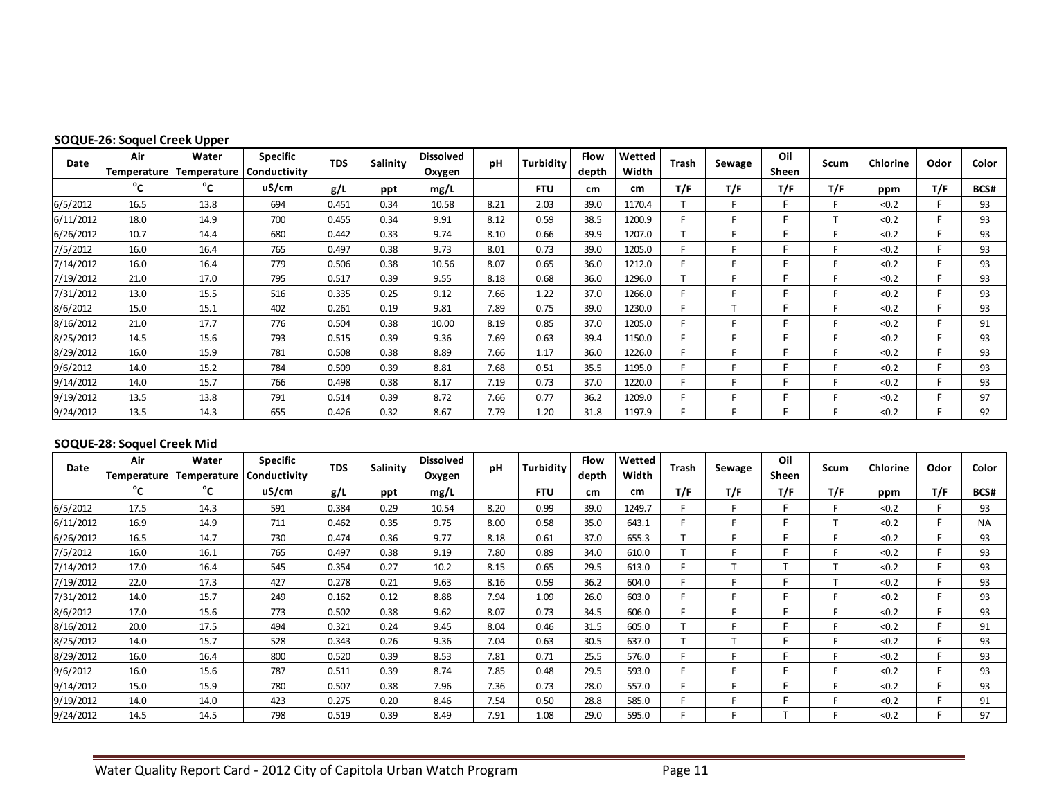**SOQUE-26: Soquel Creek Upper**

| Date | Air Temperature | Water Temperature | Specific Conductivity | TDS | Salinity | Dissolved Oxygen | pH | Turbidity | Flow depth | Wetted Width | Trash | Sewage | Oil Sheen | Scum | Chlorine | Odor | Color |
|---|---|---|---|---|---|---|---|---|---|---|---|---|---|---|---|---|---|
| | °C | °C | uS/cm | g/L | ppt | mg/L | | FTU | cm | cm | T/F | T/F | T/F | T/F | ppm | T/F | BCS# |
| 6/5/2012 | 16.5 | 13.8 | 694 | 0.451 | 0.34 | 10.58 | 8.21 | 2.03 | 39.0 | 1170.4 | T | F | F | F | <0.2 | F | 93 |
| 6/11/2012 | 18.0 | 14.9 | 700 | 0.455 | 0.34 | 9.91 | 8.12 | 0.59 | 38.5 | 1200.9 | F | F | F | T | <0.2 | F | 93 |
| 6/26/2012 | 10.7 | 14.4 | 680 | 0.442 | 0.33 | 9.74 | 8.10 | 0.66 | 39.9 | 1207.0 | T | F | F | F | <0.2 | F | 93 |
| 7/5/2012 | 16.0 | 16.4 | 765 | 0.497 | 0.38 | 9.73 | 8.01 | 0.73 | 39.0 | 1205.0 | F | F | F | F | <0.2 | F | 93 |
| 7/14/2012 | 16.0 | 16.4 | 779 | 0.506 | 0.38 | 10.56 | 8.07 | 0.65 | 36.0 | 1212.0 | F | F | F | F | <0.2 | F | 93 |
| 7/19/2012 | 21.0 | 17.0 | 795 | 0.517 | 0.39 | 9.55 | 8.18 | 0.68 | 36.0 | 1296.0 | T | F | F | F | <0.2 | F | 93 |
| 7/31/2012 | 13.0 | 15.5 | 516 | 0.335 | 0.25 | 9.12 | 7.66 | 1.22 | 37.0 | 1266.0 | F | F | F | F | <0.2 | F | 93 |
| 8/6/2012 | 15.0 | 15.1 | 402 | 0.261 | 0.19 | 9.81 | 7.89 | 0.75 | 39.0 | 1230.0 | F | T | F | F | <0.2 | F | 93 |
| 8/16/2012 | 21.0 | 17.7 | 776 | 0.504 | 0.38 | 10.00 | 8.19 | 0.85 | 37.0 | 1205.0 | F | F | F | F | <0.2 | F | 91 |
| 8/25/2012 | 14.5 | 15.6 | 793 | 0.515 | 0.39 | 9.36 | 7.69 | 0.63 | 39.4 | 1150.0 | F | F | F | F | <0.2 | F | 93 |
| 8/29/2012 | 16.0 | 15.9 | 781 | 0.508 | 0.38 | 8.89 | 7.66 | 1.17 | 36.0 | 1226.0 | F | F | F | F | <0.2 | F | 93 |
| 9/6/2012 | 14.0 | 15.2 | 784 | 0.509 | 0.39 | 8.81 | 7.68 | 0.51 | 35.5 | 1195.0 | F | F | F | F | <0.2 | F | 93 |
| 9/14/2012 | 14.0 | 15.7 | 766 | 0.498 | 0.38 | 8.17 | 7.19 | 0.73 | 37.0 | 1220.0 | F | F | F | F | <0.2 | F | 93 |
| 9/19/2012 | 13.5 | 13.8 | 791 | 0.514 | 0.39 | 8.72 | 7.66 | 0.77 | 36.2 | 1209.0 | F | F | F | F | <0.2 | F | 97 |
| 9/24/2012 | 13.5 | 14.3 | 655 | 0.426 | 0.32 | 8.67 | 7.79 | 1.20 | 31.8 | 1197.9 | F | F | F | F | <0.2 | F | 92 |

**SOQUE-28: Soquel Creek Mid**

| Date | Air Temperature | Water Temperature | Specific Conductivity | TDS | Salinity | Dissolved Oxygen | pH | Turbidity | Flow depth | Wetted Width | Trash | Sewage | Oil Sheen | Scum | Chlorine | Odor | Color |
|---|---|---|---|---|---|---|---|---|---|---|---|---|---|---|---|---|---|
| | °C | °C | uS/cm | g/L | ppt | mg/L | | FTU | cm | cm | T/F | T/F | T/F | T/F | ppm | T/F | BCS# |
| 6/5/2012 | 17.5 | 14.3 | 591 | 0.384 | 0.29 | 10.54 | 8.20 | 0.99 | 39.0 | 1249.7 | F | F | F | F | <0.2 | F | 93 |
| 6/11/2012 | 16.9 | 14.9 | 711 | 0.462 | 0.35 | 9.75 | 8.00 | 0.58 | 35.0 | 643.1 | F | F | F | T | <0.2 | F | NA |
| 6/26/2012 | 16.5 | 14.7 | 730 | 0.474 | 0.36 | 9.77 | 8.18 | 0.61 | 37.0 | 655.3 | T | F | F | F | <0.2 | F | 93 |
| 7/5/2012 | 16.0 | 16.1 | 765 | 0.497 | 0.38 | 9.19 | 7.80 | 0.89 | 34.0 | 610.0 | T | F | F | F | <0.2 | F | 93 |
| 7/14/2012 | 17.0 | 16.4 | 545 | 0.354 | 0.27 | 10.2 | 8.15 | 0.65 | 29.5 | 613.0 | F | T | T | T | <0.2 | F | 93 |
| 7/19/2012 | 22.0 | 17.3 | 427 | 0.278 | 0.21 | 9.63 | 8.16 | 0.59 | 36.2 | 604.0 | F | F | F | T | <0.2 | F | 93 |
| 7/31/2012 | 14.0 | 15.7 | 249 | 0.162 | 0.12 | 8.88 | 7.94 | 1.09 | 26.0 | 603.0 | F | F | F | F | <0.2 | F | 93 |
| 8/6/2012 | 17.0 | 15.6 | 773 | 0.502 | 0.38 | 9.62 | 8.07 | 0.73 | 34.5 | 606.0 | F | F | F | F | <0.2 | F | 93 |
| 8/16/2012 | 20.0 | 17.5 | 494 | 0.321 | 0.24 | 9.45 | 8.04 | 0.46 | 31.5 | 605.0 | T | F | F | F | <0.2 | F | 91 |
| 8/25/2012 | 14.0 | 15.7 | 528 | 0.343 | 0.26 | 9.36 | 7.04 | 0.63 | 30.5 | 637.0 | T | T | F | F | <0.2 | F | 93 |
| 8/29/2012 | 16.0 | 16.4 | 800 | 0.520 | 0.39 | 8.53 | 7.81 | 0.71 | 25.5 | 576.0 | F | F | F | F | <0.2 | F | 93 |
| 9/6/2012 | 16.0 | 15.6 | 787 | 0.511 | 0.39 | 8.74 | 7.85 | 0.48 | 29.5 | 593.0 | F | F | F | F | <0.2 | F | 93 |
| 9/14/2012 | 15.0 | 15.9 | 780 | 0.507 | 0.38 | 7.96 | 7.36 | 0.73 | 28.0 | 557.0 | F | F | F | F | <0.2 | F | 93 |
| 9/19/2012 | 14.0 | 14.0 | 423 | 0.275 | 0.20 | 8.46 | 7.54 | 0.50 | 28.8 | 585.0 | F | F | F | F | <0.2 | F | 91 |
| 9/24/2012 | 14.5 | 14.5 | 798 | 0.519 | 0.39 | 8.49 | 7.91 | 1.08 | 29.0 | 595.0 | F | F | T | F | <0.2 | F | 97 |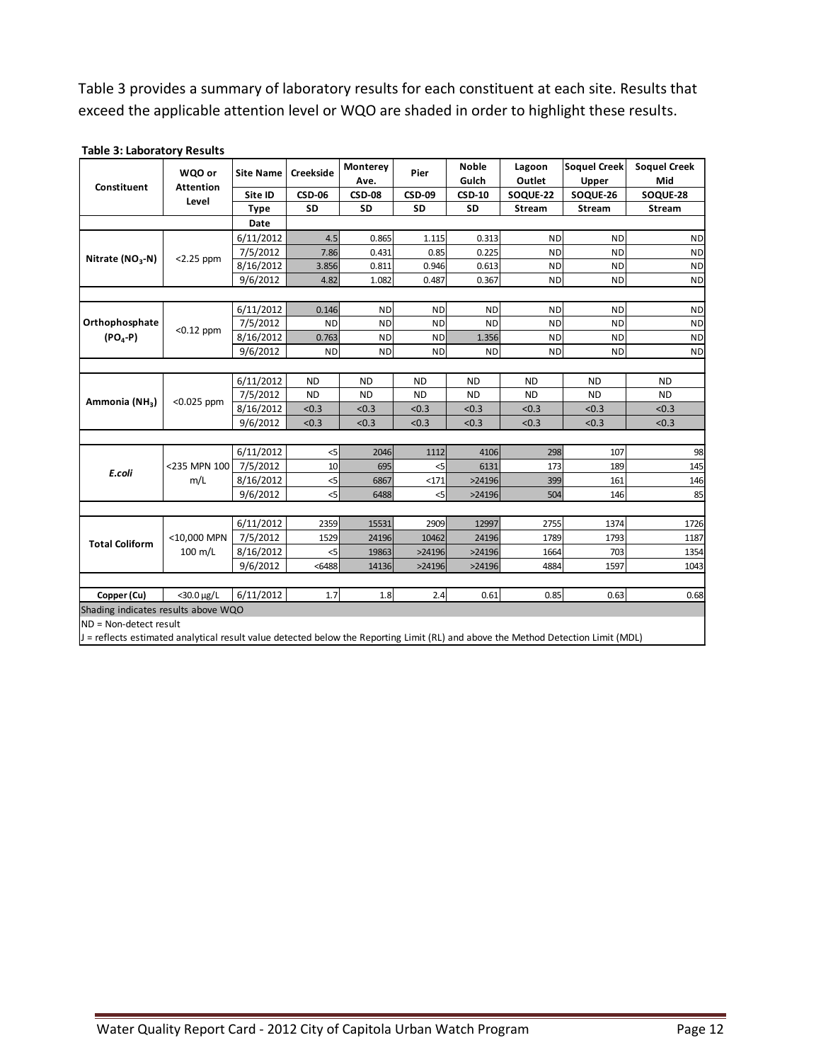Table 3 provides a summary of laboratory results for each constituent at each site. Results that exceed the applicable attention level or WQO are shaded in order to highlight these results.

**Table 3: Laboratory Results**

| Constituent | WQO or Attention Level | Site Name | Creekside | Monterey Ave. | Pier | Noble Gulch | Lagoon Outlet | Soquel Creek Upper | Soquel Creek Mid |
|---|---|---|---|---|---|---|---|---|---|
| | | Site ID | CSD-06 | CSD-08 | CSD-09 | CSD-10 | SOQUE-22 | SOQUE-26 | SOQUE-28 |
| | | Type | SD | SD | SD | SD | Stream | Stream | Stream |
| | | Date | | | | | | | |
| Nitrate ($NO_3$-N) | <2.25 ppm | 6/11/2012 | 4.5 | 0.865 | 1.115 | 0.313 | ND | ND | ND |
| | | 7/5/2012 | 7.86 | 0.431 | 0.85 | 0.225 | ND | ND | ND |
| | | 8/16/2012 | 3.856 | 0.811 | 0.946 | 0.613 | ND | ND | ND |
| | | 9/6/2012 | 4.82 | 1.082 | 0.487 | 0.367 | ND | ND | ND |
| Orthophosphate ($PO_4$-P) | <0.12 ppm | 6/11/2012 | 0.146 | ND | ND | ND | ND | ND | ND |
| | | 7/5/2012 | ND | ND | ND | ND | ND | ND | ND |
| | | 8/16/2012 | 0.763 | ND | ND | 1.356 | ND | ND | ND |
| | | 9/6/2012 | ND | ND | ND | ND | ND | ND | ND |
| Ammonia ($NH_3$) | <0.025 ppm | 6/11/2012 | ND | ND | ND | ND | ND | ND | ND |
| | | 7/5/2012 | ND | ND | ND | ND | ND | ND | ND |
| | | 8/16/2012 | <0.3 | <0.3 | <0.3 | <0.3 | <0.3 | <0.3 | <0.3 |
| | | 9/6/2012 | <0.3 | <0.3 | <0.3 | <0.3 | <0.3 | <0.3 | <0.3 |
| *E.coli* | <235 MPN 100 m/L | 6/11/2012 | <5 | 2046 | 1112 | 4106 | 298 | 107 | 98 |
| | | 7/5/2012 | 10 | 695 | <5 | 6131 | 173 | 189 | 145 |
| | | 8/16/2012 | <5 | 6867 | <171 | >24196 | 399 | 161 | 146 |
| | | 9/6/2012 | <5 | 6488 | <5 | >24196 | 504 | 146 | 85 |
| Total Coliform | <10,000 MPN 100 m/L | 6/11/2012 | 2359 | 15531 | 2909 | 12997 | 2755 | 1374 | 1726 |
| | | 7/5/2012 | 1529 | 24196 | 10462 | 24196 | 1789 | 1793 | 1187 |
| | | 8/16/2012 | <5 | 19863 | >24196 | >24196 | 1664 | 703 | 1354 |
| | | 9/6/2012 | <6488 | 14136 | >24196 | >24196 | 4884 | 1597 | 1043 |
| Copper (Cu) | <30.0 µg/L | 6/11/2012 | 1.7 | 1.8 | 2.4 | 0.61 | 0.85 | 0.63 | 0.68 |

Shading indicates results above WQO

ND = Non-detect result

J = reflects estimated analytical result value detected below the Reporting Limit (RL) and above the Method Detection Limit (MDL)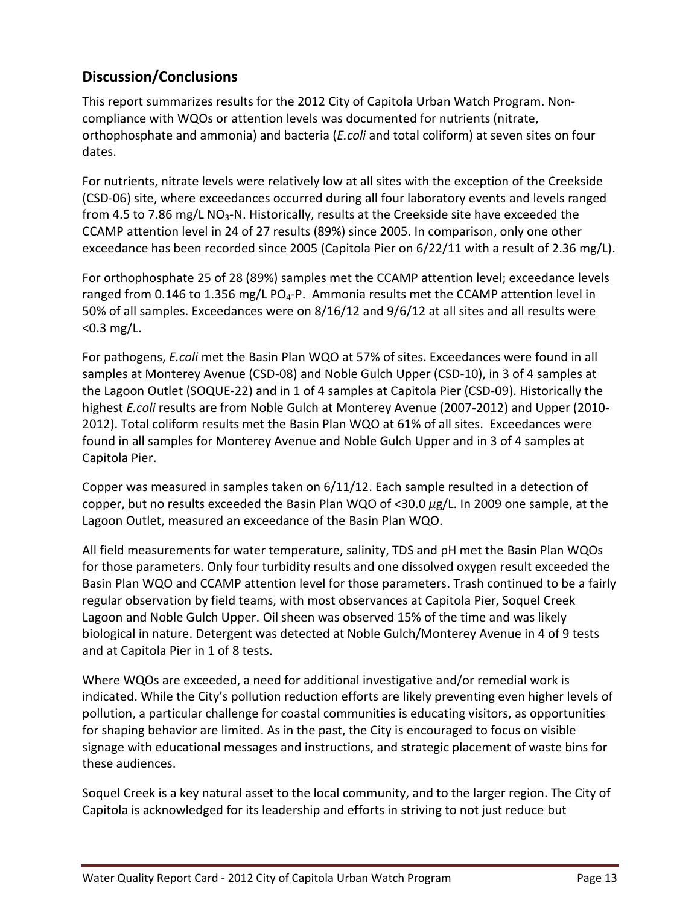## Discussion/Conclusions

This report summarizes results for the 2012 City of Capitola Urban Watch Program. Non-compliance with WQOs or attention levels was documented for nutrients (nitrate, orthophosphate and ammonia) and bacteria (*E.coli* and total coliform) at seven sites on four dates.

For nutrients, nitrate levels were relatively low at all sites with the exception of the Creekside (CSD-06) site, where exceedances occurred during all four laboratory events and levels ranged from 4.5 to 7.86 mg/L $NO_3$-N. Historically, results at the Creekside site have exceeded the CCAMP attention level in 24 of 27 results (89%) since 2005. In comparison, only one other exceedance has been recorded since 2005 (Capitola Pier on 6/22/11 with a result of 2.36 mg/L).

For orthophosphate 25 of 28 (89%) samples met the CCAMP attention level; exceedance levels ranged from 0.146 to 1.356 mg/L $PO_4$-P. Ammonia results met the CCAMP attention level in 50% of all samples. Exceedances were on 8/16/12 and 9/6/12 at all sites and all results were <0.3 mg/L.

For pathogens, *E.coli* met the Basin Plan WQO at 57% of sites. Exceedances were found in all samples at Monterey Avenue (CSD-08) and Noble Gulch Upper (CSD-10), in 3 of 4 samples at the Lagoon Outlet (SOQUE-22) and in 1 of 4 samples at Capitola Pier (CSD-09). Historically the highest *E.coli* results are from Noble Gulch at Monterey Avenue (2007-2012) and Upper (2010-2012). Total coliform results met the Basin Plan WQO at 61% of all sites. Exceedances were found in all samples for Monterey Avenue and Noble Gulch Upper and in 3 of 4 samples at Capitola Pier.

Copper was measured in samples taken on 6/11/12. Each sample resulted in a detection of copper, but no results exceeded the Basin Plan WQO of <30.0 $\mu$g/L. In 2009 one sample, at the Lagoon Outlet, measured an exceedance of the Basin Plan WQO.

All field measurements for water temperature, salinity, TDS and pH met the Basin Plan WQOs for those parameters. Only four turbidity results and one dissolved oxygen result exceeded the Basin Plan WQO and CCAMP attention level for those parameters. Trash continued to be a fairly regular observation by field teams, with most observances at Capitola Pier, Soquel Creek Lagoon and Noble Gulch Upper. Oil sheen was observed 15% of the time and was likely biological in nature. Detergent was detected at Noble Gulch/Monterey Avenue in 4 of 9 tests and at Capitola Pier in 1 of 8 tests.

Where WQOs are exceeded, a need for additional investigative and/or remedial work is indicated. While the City's pollution reduction efforts are likely preventing even higher levels of pollution, a particular challenge for coastal communities is educating visitors, as opportunities for shaping behavior are limited. As in the past, the City is encouraged to focus on visible signage with educational messages and instructions, and strategic placement of waste bins for these audiences.

Soquel Creek is a key natural asset to the local community, and to the larger region. The City of Capitola is acknowledged for its leadership and efforts in striving to not just reduce but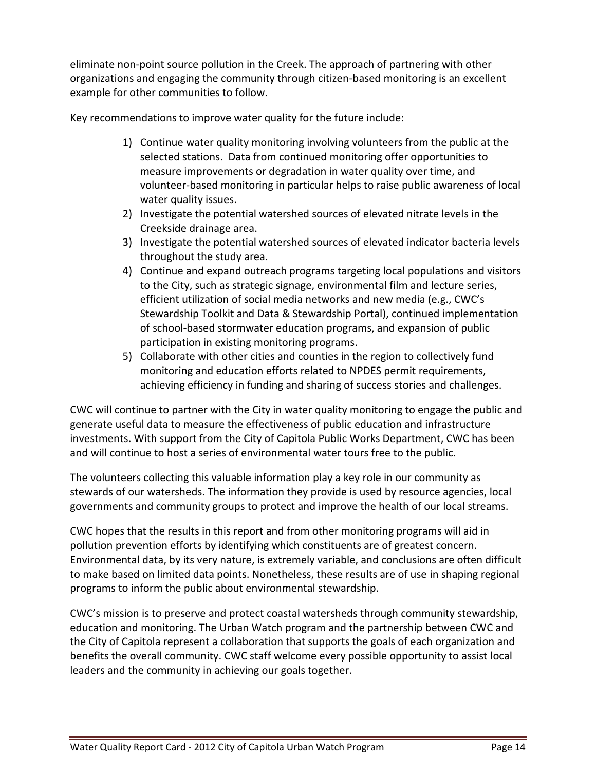eliminate non-point source pollution in the Creek. The approach of partnering with other organizations and engaging the community through citizen-based monitoring is an excellent example for other communities to follow.

Key recommendations to improve water quality for the future include:

1) Continue water quality monitoring involving volunteers from the public at the selected stations. Data from continued monitoring offer opportunities to measure improvements or degradation in water quality over time, and volunteer-based monitoring in particular helps to raise public awareness of local water quality issues.
2) Investigate the potential watershed sources of elevated nitrate levels in the Creekside drainage area.
3) Investigate the potential watershed sources of elevated indicator bacteria levels throughout the study area.
4) Continue and expand outreach programs targeting local populations and visitors to the City, such as strategic signage, environmental film and lecture series, efficient utilization of social media networks and new media (e.g., CWC's Stewardship Toolkit and Data & Stewardship Portal), continued implementation of school-based stormwater education programs, and expansion of public participation in existing monitoring programs.
5) Collaborate with other cities and counties in the region to collectively fund monitoring and education efforts related to NPDES permit requirements, achieving efficiency in funding and sharing of success stories and challenges.

CWC will continue to partner with the City in water quality monitoring to engage the public and generate useful data to measure the effectiveness of public education and infrastructure investments. With support from the City of Capitola Public Works Department, CWC has been and will continue to host a series of environmental water tours free to the public.

The volunteers collecting this valuable information play a key role in our community as stewards of our watersheds. The information they provide is used by resource agencies, local governments and community groups to protect and improve the health of our local streams.

CWC hopes that the results in this report and from other monitoring programs will aid in pollution prevention efforts by identifying which constituents are of greatest concern. Environmental data, by its very nature, is extremely variable, and conclusions are often difficult to make based on limited data points. Nonetheless, these results are of use in shaping regional programs to inform the public about environmental stewardship.

CWC's mission is to preserve and protect coastal watersheds through community stewardship, education and monitoring. The Urban Watch program and the partnership between CWC and the City of Capitola represent a collaboration that supports the goals of each organization and benefits the overall community. CWC staff welcome every possible opportunity to assist local leaders and the community in achieving our goals together.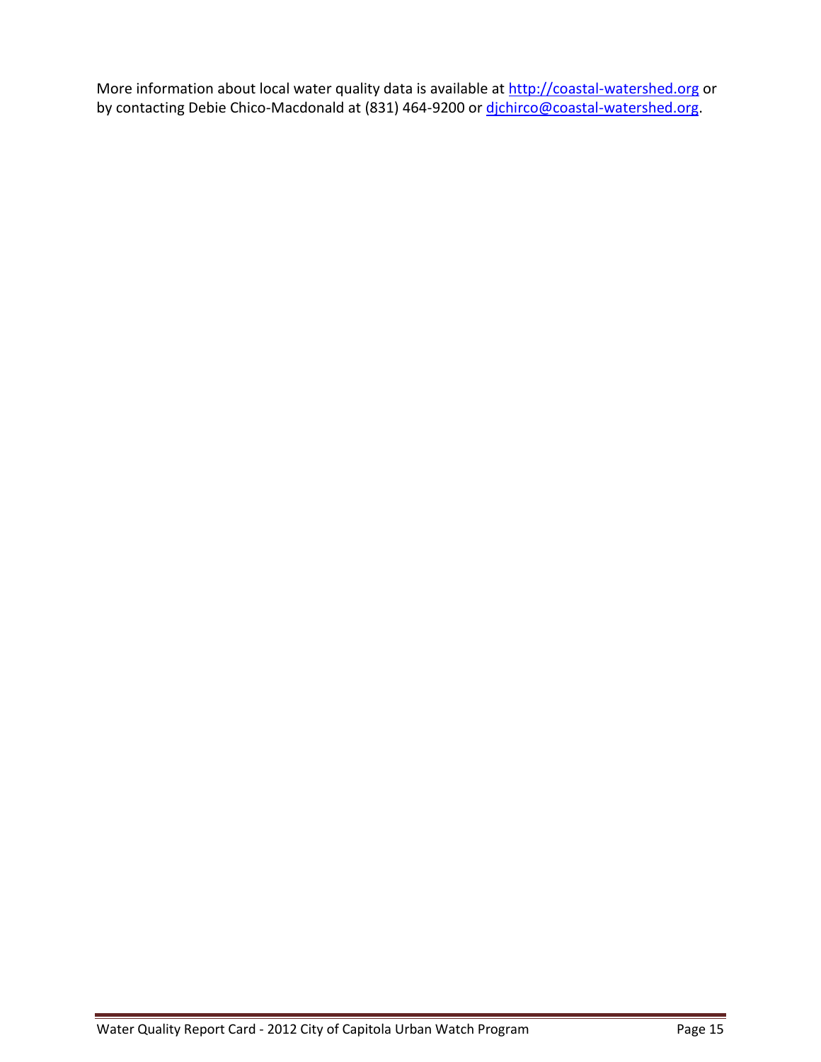More information about local water quality data is available at [http://coastal-watershed.org](http://coastal-watershed.org) or by contacting Debie Chico-Macdonald at (831) 464-9200 or [djchirco@coastal-watershed.org](mailto:djchirco@coastal-watershed.org).